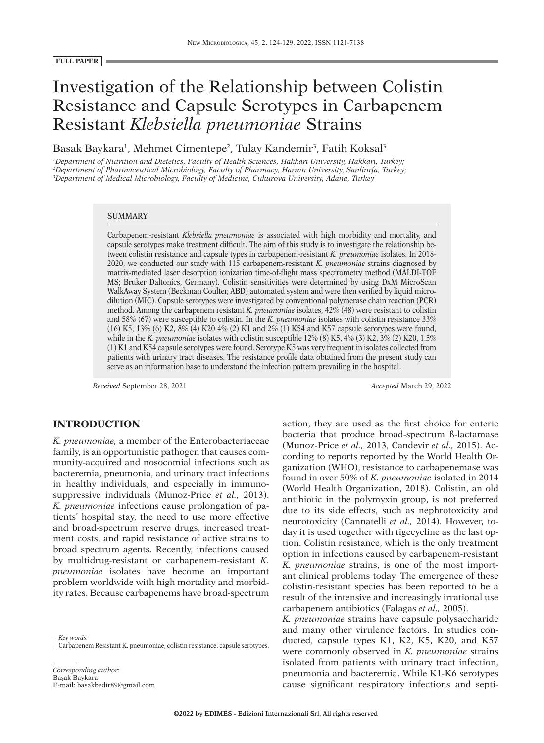FULL PAPER

# Investigation of the Relationship between Colistin Resistance and Capsule Serotypes in Carbapenem Resistant *Klebsiella pneumoniae* Strains

Basak Baykara[1], Mehmet Cimentepe[2], Tulay Kandemir[3], Fatih Koksal[3]

[1]*Department of Nutrition and Dietetics, Faculty of Health Sciences, Hakkari University, Hakkari, Turkey;*
[2]*Department of Pharmaceutical Microbiology, Faculty of Pharmacy, Harran University, Sanliurfa, Turkey;*
[3]*Department of Medical Microbiology, Faculty of Medicine, Cukurova University, Adana, Turkey*

## SUMMARY

Carbapenem-resistant *Klebsiella pneumoniae* is associated with high morbidity and mortality, and capsule serotypes make treatment difficult. The aim of this study is to investigate the relationship between colistin resistance and capsule types in carbapenem-resistant *K. pneumoniae* isolates. In 2018-2020, we conducted our study with 115 carbapenem-resistant *K. pneumoniae* strains diagnosed by matrix-mediated laser desorption ionization time-of-flight mass spectrometry method (MALDI-TOF MS; Bruker Daltonics, Germany). Colistin sensitivities were determined by using DxM MicroScan WalkAway System (Beckman Coulter, ABD) automated system and were then verified by liquid microdilution (MIC). Capsule serotypes were investigated by conventional polymerase chain reaction (PCR) method. Among the carbapenem resistant *K. pneumoniae* isolates, 42% (48) were resistant to colistin and 58% (67) were susceptible to colistin. In the *K. pneumoniae* isolates with colistin resistance 33% (16) K5, 13% (6) K2, 8% (4) K20 4% (2) K1 and 2% (1) K54 and K57 capsule serotypes were found, while in the *K. pneumoniae* isolates with colistin susceptible 12% (8) K5, 4% (3) K2, 3% (2) K20, 1.5% (1) K1 and K54 capsule serotypes were found. Serotype K5 was very frequent in isolates collected from patients with urinary tract diseases. The resistance profile data obtained from the present study can serve as an information base to understand the infection pattern prevailing in the hospital.

*Received* September 28, 2021 *Accepted* March 29, 2022

## INTRODUCTION

*K. pneumoniae,* a member of the Enterobacteriaceae family, is an opportunistic pathogen that causes community-acquired and nosocomial infections such as bacteremia, pneumonia, and urinary tract infections in healthy individuals, and especially in immunosuppressive individuals (Munoz-Price *et al.,* 2013). *K. pneumoniae* infections cause prolongation of patients' hospital stay, the need to use more effective and broad-spectrum reserve drugs, increased treatment costs, and rapid resistance of active strains to broad spectrum agents. Recently, infections caused by multidrug-resistant or carbapenem-resistant *K. pneumoniae* isolates have become an important problem worldwide with high mortality and morbidity rates. Because carbapenems have broad-spectrum action, they are used as the first choice for enteric bacteria that produce broad-spectrum ß-lactamase (Munoz-Price *et al.,* 2013, Candevir *et al.,* 2015). According to reports reported by the World Health Organization (WHO), resistance to carbapenemase was found in over 50% of *K. pneumoniae* isolated in 2014 (World Health Organization, 2018). Colistin, an old antibiotic in the polymyxin group, is not preferred due to its side effects, such as nephrotoxicity and neurotoxicity (Cannatelli *et al.,* 2014). However, today it is used together with tigecycline as the last option. Colistin resistance, which is the only treatment option in infections caused by carbapenem-resistant *K. pneumoniae* strains, is one of the most important clinical problems today. The emergence of these colistin-resistant species has been reported to be a result of the intensive and increasingly irrational use carbapenem antibiotics (Falagas *et al.,* 2005).

*K. pneumoniae* strains have capsule polysaccharide and many other virulence factors. In studies conducted, capsule types K1, K2, K5, K20, and K57 were commonly observed in *K. pneumoniae* strains isolated from patients with urinary tract infection, pneumonia and bacteremia. While K1-K6 serotypes cause significant respiratory infections and septi-

*Key words:*
Carbapenem Resistant K. pneumoniae, colistin resistance, capsule serotypes.

*Corresponding author:*
Başak Baykara
E-mail: basakbedir89@gmail.com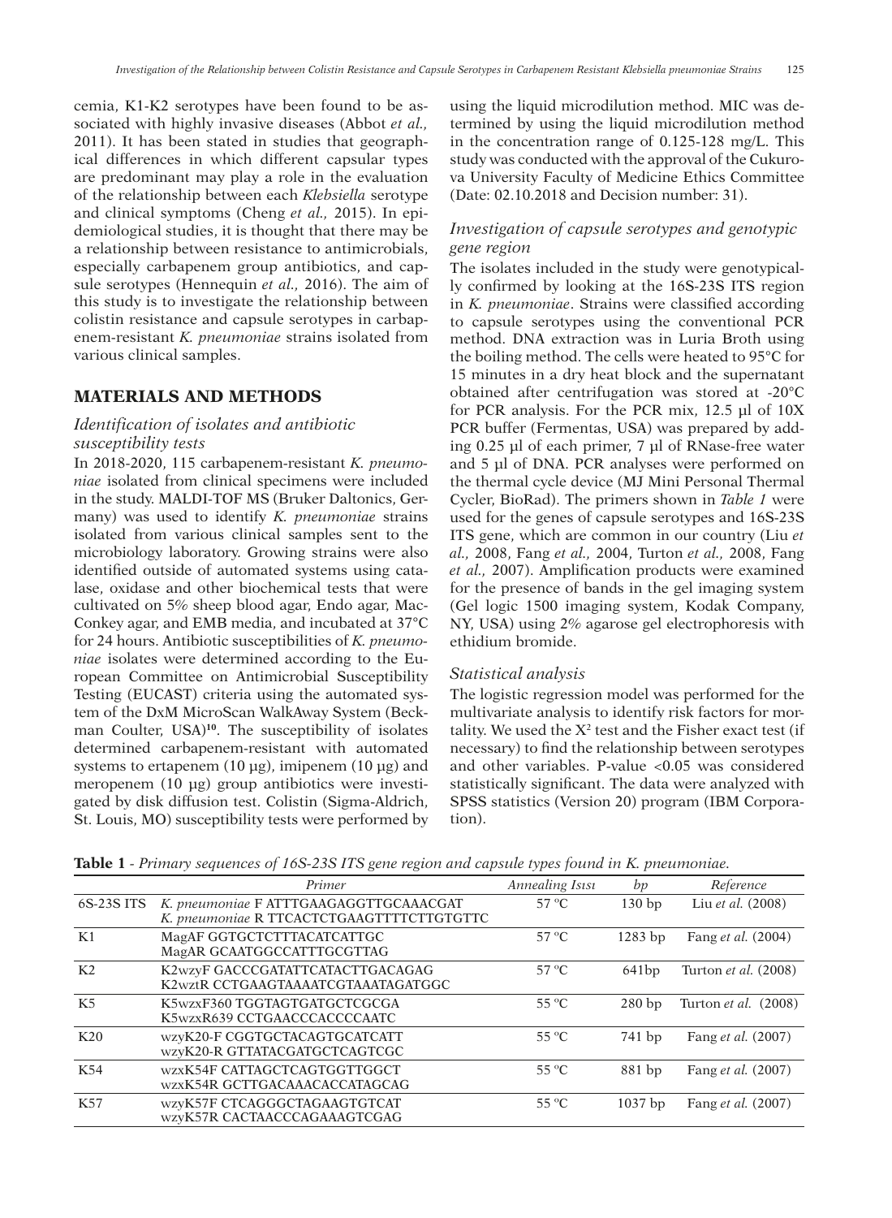cemia, K1-K2 serotypes have been found to be associated with highly invasive diseases (Abbot *et al.*, 2011). It has been stated in studies that geographical differences in which different capsular types are predominant may play a role in the evaluation of the relationship between each *Klebsiella* serotype and clinical symptoms (Cheng *et al.*, 2015). In epidemiological studies, it is thought that there may be a relationship between resistance to antimicrobials, especially carbapenem group antibiotics, and capsule serotypes (Hennequin *et al.*, 2016). The aim of this study is to investigate the relationship between colistin resistance and capsule serotypes in carbapenem-resistant *K. pneumoniae* strains isolated from various clinical samples.

## MATERIALS AND METHODS

### *Identification of isolates and antibiotic susceptibility tests*

In 2018-2020, 115 carbapenem-resistant *K. pneumoniae* isolated from clinical specimens were included in the study. MALDI-TOF MS (Bruker Daltonics, Germany) was used to identify *K. pneumoniae* strains isolated from various clinical samples sent to the microbiology laboratory. Growing strains were also identified outside of automated systems using catalase, oxidase and other biochemical tests that were cultivated on 5% sheep blood agar, Endo agar, MacConkey agar, and EMB media, and incubated at 37°C for 24 hours. Antibiotic susceptibilities of *K. pneumoniae* isolates were determined according to the European Committee on Antimicrobial Susceptibility Testing (EUCAST) criteria using the automated system of the DxM MicroScan WalkAway System (Beckman Coulter, USA)[10]. The susceptibility of isolates determined carbapenem-resistant with automated systems to ertapenem (10 µg), imipenem (10 µg) and meropenem (10 µg) group antibiotics were investigated by disk diffusion test. Colistin (Sigma-Aldrich, St. Louis, MO) susceptibility tests were performed by using the liquid microdilution method. MIC was determined by using the liquid microdilution method in the concentration range of 0.125-128 mg/L. This study was conducted with the approval of the Cukurova University Faculty of Medicine Ethics Committee (Date: 02.10.2018 and Decision number: 31).

### *Investigation of capsule serotypes and genotypic gene region*

The isolates included in the study were genotypically confirmed by looking at the 16S-23S ITS region in *K. pneumoniae*. Strains were classified according to capsule serotypes using the conventional PCR method. DNA extraction was in Luria Broth using the boiling method. The cells were heated to 95°C for 15 minutes in a dry heat block and the supernatant obtained after centrifugation was stored at -20°C for PCR analysis. For the PCR mix, 12.5 µl of 10X PCR buffer (Fermentas, USA) was prepared by adding 0.25 µl of each primer, 7 µl of RNase-free water and 5 µl of DNA. PCR analyses were performed on the thermal cycle device (MJ Mini Personal Thermal Cycler, BioRad). The primers shown in *Table 1* were used for the genes of capsule serotypes and 16S-23S ITS gene, which are common in our country (Liu *et al.*, 2008, Fang *et al.*, 2004, Turton *et al.*, 2008, Fang *et al.*, 2007). Amplification products were examined for the presence of bands in the gel imaging system (Gel logic 1500 imaging system, Kodak Company, NY, USA) using 2% agarose gel electrophoresis with ethidium bromide.

### *Statistical analysis*

The logistic regression model was performed for the multivariate analysis to identify risk factors for mortality. We used the $X^2$ test and the Fisher exact test (if necessary) to find the relationship between serotypes and other variables. P-value <0.05 was considered statistically significant. The data were analyzed with SPSS statistics (Version 20) program (IBM Corporation).

**Table 1** - *Primary sequences of 16S-23S ITS gene region and capsule types found in K. pneumoniae.*

| | *Primer* | *Annealing Isısı* | *bp* | *Reference* |
|---|---|---|---|---|
| 6S-23S ITS | *K. pneumoniae* F ATTTGAAGAGGTTGCAAACGAT<br>*K. pneumoniae* R TTCACTCTGAAGTTTTCTTGTGTTC | 57 ºC | 130 bp | Liu *et al.* (2008) |
| K1 | MagAF GGTGCTCTTTACATCATTGC<br>MagAR GCAATGGCCATTTGCGTTAG | 57 ºC | 1283 bp | Fang *et al.* (2004) |
| K2 | K2wzyF GACCCGATATTCATACTTGACAGAG<br>K2wztR CCTGAAGTAAAATCGTAAATAGATGGC | 57 ºC | 641bp | Turton *et al.* (2008) |
| K5 | K5wzxF360 TGGTAGTGATGCTCGCGA<br>K5wzxR639 CCTGAACCCACCCCAATC | 55 ºC | 280 bp | Turton *et al.* (2008) |
| K20 | wzyK20-F CGGTGCTACAGTGCATCATT<br>wzyK20-R GTTATACGATGCTCAGTCGC | 55 ºC | 741 bp | Fang *et al.* (2007) |
| K54 | wzxK54F CATTAGCTCAGTGGTTGGCT<br>wzxK54R GCTTGACAAACACCATAGCAG | 55 ºC | 881 bp | Fang *et al.* (2007) |
| K57 | wzyK57F CTCAGGGCTAGAAGTGTCAT<br>wzyK57R CACTAACCCAGAAAGTCGAG | 55 ºC | 1037 bp | Fang *et al.* (2007) |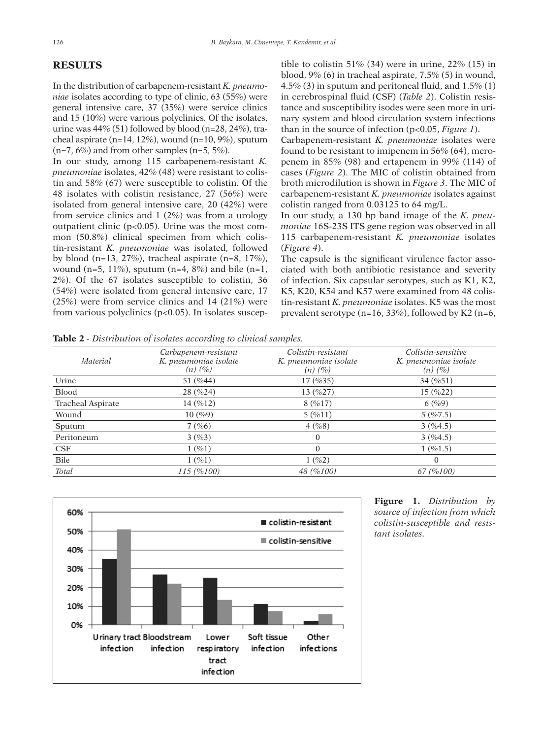## RESULTS

In the distribution of carbapenem-resistant *K. pneumoniae* isolates according to type of clinic, 63 (55%) were general intensive care, 37 (35%) were service clinics and 15 (10%) were various polyclinics. Of the isolates, urine was 44% (51) followed by blood (n=28, 24%), tracheal aspirate (n=14, 12%), wound (n=10, 9%), sputum (n=7, 6%) and from other samples (n=5, 5%).

In our study, among 115 carbapenem-resistant *K. pneumoniae* isolates, 42% (48) were resistant to colistin and 58% (67) were susceptible to colistin. Of the 48 isolates with colistin resistance, 27 (56%) were isolated from general intensive care, 20 (42%) were from service clinics and 1 (2%) was from a urology outpatient clinic ($p<0.05$). Urine was the most common (50.8%) clinical specimen from which colistin-resistant *K. pneumoniae* was isolated, followed by blood (n=13, 27%), tracheal aspirate (n=8, 17%), wound (n=5, 11%), sputum (n=4, 8%) and bile (n=1, 2%). Of the 67 isolates susceptible to colistin, 36 (54%) were isolated from general intensive care, 17 (25%) were from service clinics and 14 (21%) were from various polyclinics ($p<0.05$). In isolates susceptible to colistin 51% (34) were in urine, 22% (15) in blood, 9% (6) in tracheal aspirate, 7.5% (5) in wound, 4.5% (3) in sputum and peritoneal fluid, and 1.5% (1) in cerebrospinal fluid (CSF) (*Table 2*). Colistin resistance and susceptibility isodes were seen more in urinary system and blood circulation system infections than in the source of infection ($p<0.05$, *Figure 1*).

Carbapenem-resistant *K. pneumoniae* isolates were found to be resistant to imipenem in 56% (64), meropenem in 85% (98) and ertapenem in 99% (114) of cases (*Figure 2*). The MIC of colistin obtained from broth microdilution is shown in *Figure 3*. The MIC of carbapenem-resistant *K. pneumoniae* isolates against colistin ranged from 0.03125 to 64 mg/L.

In our study, a 130 bp band image of the *K. pneumoniae* 16S-23S ITS gene region was observed in all 115 carbapenem-resistant *K. pneumoniae* isolates (*Figure 4*).

The capsule is the significant virulence factor associated with both antibiotic resistance and severity of infection. Six capsular serotypes, such as K1, K2, K5, K20, K54 and K57 were examined from 48 colistin-resistant *K. pneumoniae* isolates. K5 was the most prevalent serotype (n=16, 33%), followed by K2 (n=6,

**Table 2** - *Distribution of isolates according to clinical samples.*

| *Material* | *Carbapenem-resistant K. pneumoniae isolate (n) (%)* | *Colistin-resistant K. pneumoniae isolate (n) (%)* | *Colistin-sensitive K. pneumoniae isolate (n) (%)* |
|---|---|---|---|
| Urine | 51 (%44) | 17 (%35) | 34 (%51) |
| Blood | 28 (%24) | 13 (%27) | 15 (%22) |
| Tracheal Aspirate | 14 (%12) | 8 (%17) | 6 (%9) |
| Wound | 10 (%9) | 5 (%11) | 5 (%7.5) |
| Sputum | 7 (%6) | 4 (%8) | 3 (%4.5) |
| Peritoneum | 3 (%3) | 0 | 3 (%4.5) |
| CSF | 1 (%1) | 0 | 1 (%1.5) |
| Bile | 1 (%1) | 1 (%2) | 0 |
| *Total* | *115 (%100)* | *48 (%100)* | *67 (%100)* |

**Figure 1.** *Distribution by source of infection from which colistin-susceptible and resistant isolates.*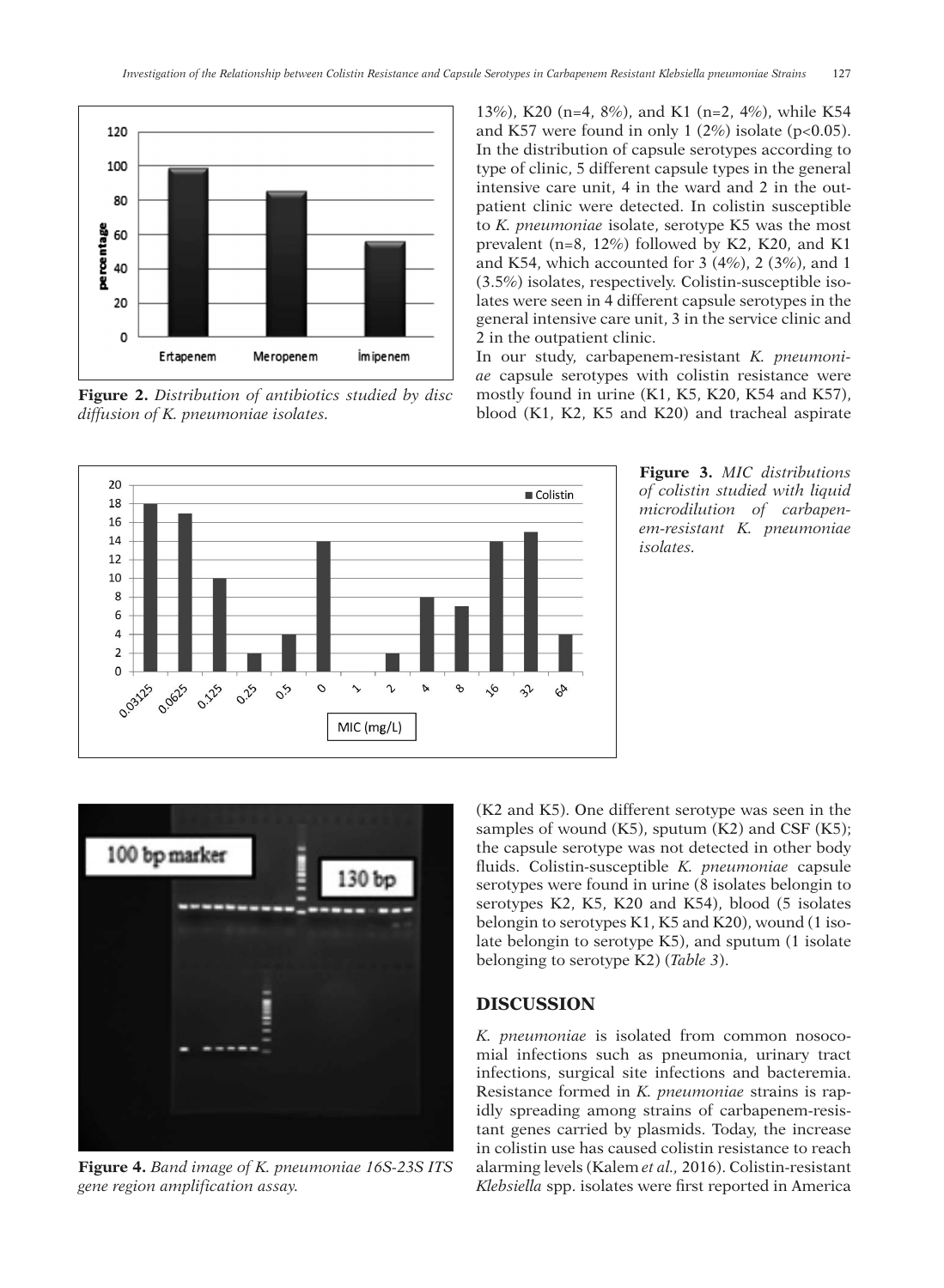**Figure 2.** *Distribution of antibiotics studied by disc diffusion of K. pneumoniae isolates.*

**Figure 3.** *MIC distributions of colistin studied with liquid microdilution of carbapenem-resistant K. pneumoniae isolates.*

**Figure 4.** *Band image of K. pneumoniae 16S-23S ITS gene region amplification assay.*

13%), K20 (n=4, 8%), and K1 (n=2, 4%), while K54 and K57 were found in only 1 (2%) isolate ($p<0.05$). In the distribution of capsule serotypes according to type of clinic, 5 different capsule types in the general intensive care unit, 4 in the ward and 2 in the outpatient clinic were detected. In colistin susceptible to *K. pneumoniae* isolate, serotype K5 was the most prevalent (n=8, 12%) followed by K2, K20, and K1 and K54, which accounted for 3 (4%), 2 (3%), and 1 (3.5%) isolates, respectively. Colistin-susceptible isolates were seen in 4 different capsule serotypes in the general intensive care unit, 3 in the service clinic and 2 in the outpatient clinic.

In our study, carbapenem-resistant *K. pneumoniae* capsule serotypes with colistin resistance were mostly found in urine (K1, K5, K20, K54 and K57), blood (K1, K2, K5 and K20) and tracheal aspirate (K2 and K5). One different serotype was seen in the samples of wound (K5), sputum (K2) and CSF (K5); the capsule serotype was not detected in other body fluids. Colistin-susceptible *K. pneumoniae* capsule serotypes were found in urine (8 isolates belongin to serotypes K2, K5, K20 and K54), blood (5 isolates belongin to serotypes K1, K5 and K20), wound (1 isolate belongin to serotype K5), and sputum (1 isolate belonging to serotype K2) (*Table 3*).

## DISCUSSION

*K. pneumoniae* is isolated from common nosocomial infections such as pneumonia, urinary tract infections, surgical site infections and bacteremia. Resistance formed in *K. pneumoniae* strains is rapidly spreading among strains of carbapenem-resistant genes carried by plasmids. Today, the increase in colistin use has caused colistin resistance to reach alarming levels (Kalem *et al.,* 2016). Colistin-resistant *Klebsiella* spp. isolates were first reported in America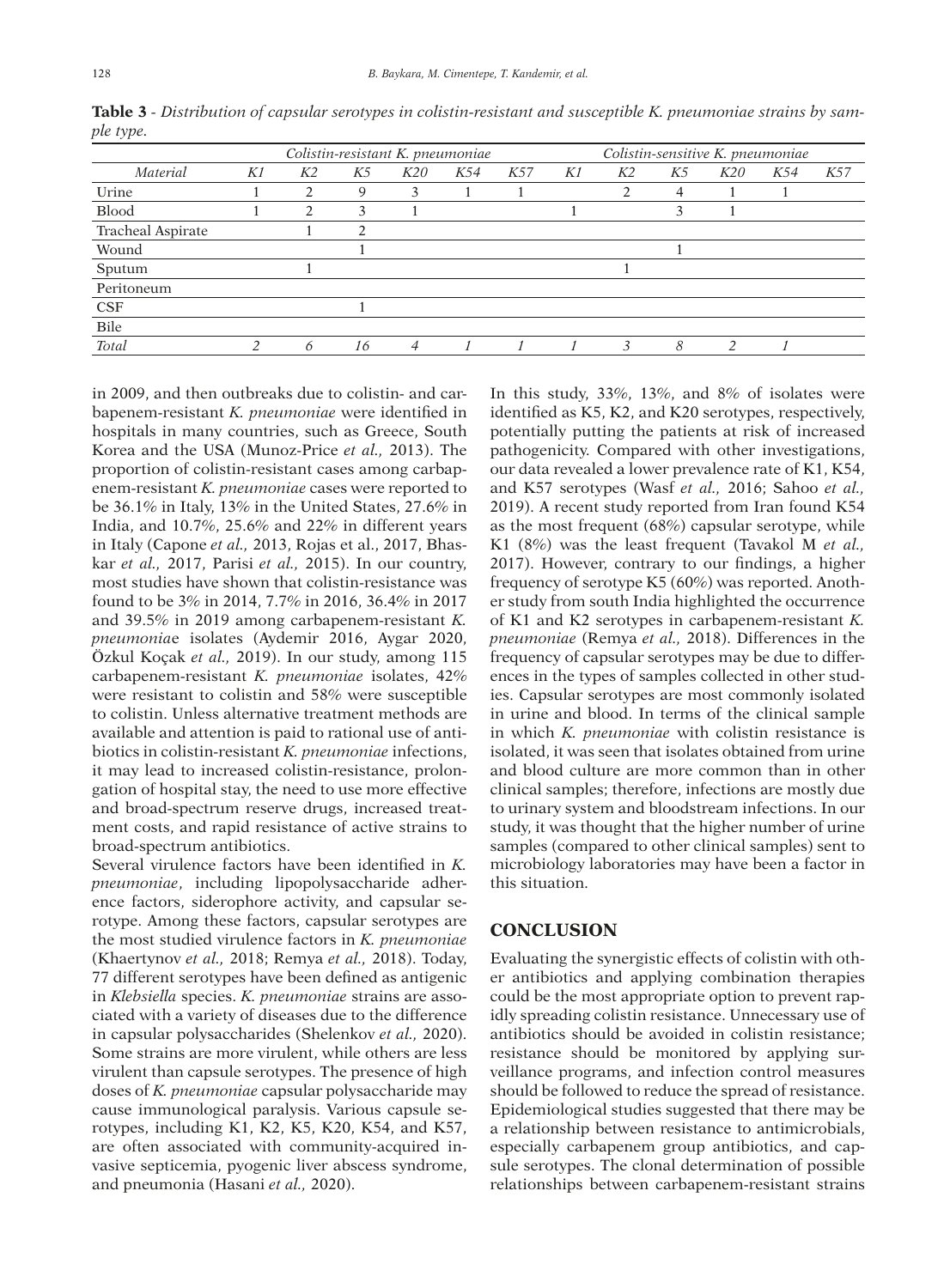**Table 3** - *Distribution of capsular serotypes in colistin-resistant and susceptible K. pneumoniae strains by sample type.*

| | *Colistin-resistant K. pneumoniae* | | | | | | *Colistin-sensitive K. pneumoniae* | | | | | |
|---|---|---|---|---|---|---|---|---|---|---|---|---|
| *Material* | *K1* | *K2* | *K5* | *K20* | *K54* | *K57* | *K1* | *K2* | *K5* | *K20* | *K54* | *K57* |
| Urine | 1 | 2 | 9 | 3 | 1 | 1 | | 2 | 4 | 1 | 1 | |
| Blood | 1 | 2 | 3 | 1 | | | 1 | | 3 | 1 | | |
| Tracheal Aspirate | | 1 | 2 | | | | | | | | | |
| Wound | | | 1 | | | | | | 1 | | | |
| Sputum | | 1 | | | | | | 1 | | | | |
| Peritoneum | | | | | | | | | | | | |
| CSF | | | 1 | | | | | | | | | |
| Bile | | | | | | | | | | | | |
| *Total* | *2* | *6* | *16* | *4* | *1* | *1* | *1* | *3* | *8* | *2* | *1* | |

in 2009, and then outbreaks due to colistin- and carbapenem-resistant *K. pneumoniae* were identified in hospitals in many countries, such as Greece, South Korea and the USA (Munoz-Price *et al.,* 2013). The proportion of colistin-resistant cases among carbapenem-resistant *K. pneumoniae* cases were reported to be 36.1% in Italy, 13% in the United States, 27.6% in India, and 10.7%, 25.6% and 22% in different years in Italy (Capone *et al.,* 2013, Rojas et al., 2017, Bhaskar *et al.,* 2017, Parisi *et al.,* 2015). In our country, most studies have shown that colistin-resistance was found to be 3% in 2014, 7.7% in 2016, 36.4% in 2017 and 39.5% in 2019 among carbapenem-resistant *K. pneumonia*e isolates (Aydemir 2016, Aygar 2020, Özkul Koçak *et al.,* 2019). In our study, among 115 carbapenem-resistant *K. pneumoniae* isolates, 42% were resistant to colistin and 58% were susceptible to colistin. Unless alternative treatment methods are available and attention is paid to rational use of antibiotics in colistin-resistant *K. pneumoniae* infections, it may lead to increased colistin-resistance, prolongation of hospital stay, the need to use more effective and broad-spectrum reserve drugs, increased treatment costs, and rapid resistance of active strains to broad-spectrum antibiotics.

Several virulence factors have been identified in *K. pneumoniae*, including lipopolysaccharide adherence factors, siderophore activity, and capsular serotype. Among these factors, capsular serotypes are the most studied virulence factors in *K. pneumoniae* (Khaertynov *et al.,* 2018; Remya *et al.,* 2018). Today, 77 different serotypes have been defined as antigenic in *Klebsiella* species. *K. pneumoniae* strains are associated with a variety of diseases due to the difference in capsular polysaccharides (Shelenkov *et al.,* 2020). Some strains are more virulent, while others are less virulent than capsule serotypes. The presence of high doses of *K. pneumoniae* capsular polysaccharide may cause immunological paralysis. Various capsule serotypes, including K1, K2, K5, K20, K54, and K57, are often associated with community-acquired invasive septicemia, pyogenic liver abscess syndrome, and pneumonia (Hasani *et al.,* 2020).

In this study, 33%, 13%, and 8% of isolates were identified as K5, K2, and K20 serotypes, respectively, potentially putting the patients at risk of increased pathogenicity. Compared with other investigations, our data revealed a lower prevalence rate of K1, K54, and K57 serotypes (Wasf *et al.,* 2016; Sahoo *et al.,* 2019). A recent study reported from Iran found K54 as the most frequent (68%) capsular serotype, while K1 (8%) was the least frequent (Tavakol M *et al.,* 2017). However, contrary to our findings, a higher frequency of serotype K5 (60%) was reported. Another study from south India highlighted the occurrence of K1 and K2 serotypes in carbapenem-resistant *K. pneumoniae* (Remya *et al.,* 2018). Differences in the frequency of capsular serotypes may be due to differences in the types of samples collected in other studies. Capsular serotypes are most commonly isolated in urine and blood. In terms of the clinical sample in which *K. pneumoniae* with colistin resistance is isolated, it was seen that isolates obtained from urine and blood culture are more common than in other clinical samples; therefore, infections are mostly due to urinary system and bloodstream infections. In our study, it was thought that the higher number of urine samples (compared to other clinical samples) sent to microbiology laboratories may have been a factor in this situation.

## CONCLUSION

Evaluating the synergistic effects of colistin with other antibiotics and applying combination therapies could be the most appropriate option to prevent rapidly spreading colistin resistance. Unnecessary use of antibiotics should be avoided in colistin resistance; resistance should be monitored by applying surveillance programs, and infection control measures should be followed to reduce the spread of resistance. Epidemiological studies suggested that there may be a relationship between resistance to antimicrobials, especially carbapenem group antibiotics, and capsule serotypes. The clonal determination of possible relationships between carbapenem-resistant strains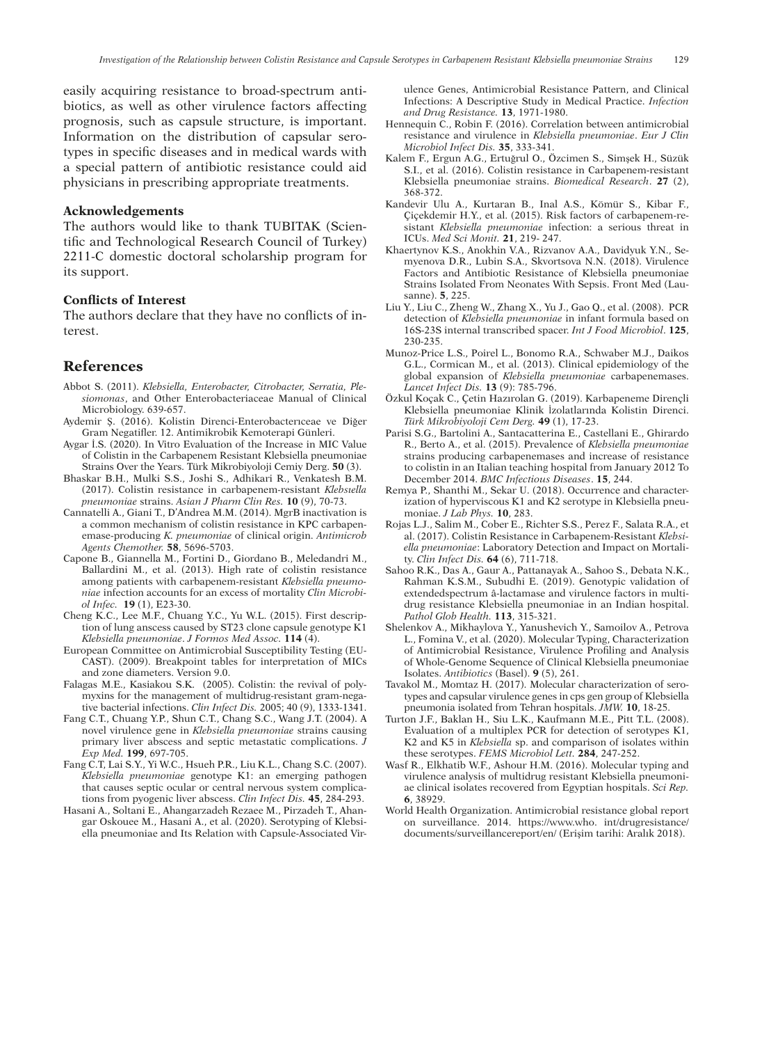easily acquiring resistance to broad-spectrum antibiotics, as well as other virulence factors affecting prognosis, such as capsule structure, is important. Information on the distribution of capsular serotypes in specific diseases and in medical wards with a special pattern of antibiotic resistance could aid physicians in prescribing appropriate treatments.

### Acknowledgements

The authors would like to thank TUBITAK (Scientific and Technological Research Council of Turkey) 2211-C domestic doctoral scholarship program for its support.

### Conflicts of Interest

The authors declare that they have no conflicts of interest.

## References

Abbot S. (2011). *Klebsiella, Enterobacter, Citrobacter, Serratia, Plesiomonas*, and Other Enterobacteriaceae Manual of Clinical Microbiology. 639-657.

Aydemir Ş. (2016). Kolistin Direnci-Enterobacterıceae ve Diğer Gram Negatifler. 12. Antimikrobik Kemoterapi Günleri.

Aygar İ.S. (2020). In Vitro Evaluation of the Increase in MIC Value of Colistin in the Carbapenem Resistant Klebsiella pneumoniae Strains Over the Years. Türk Mikrobiyoloji Cemiy Derg. **50** (3).

Bhaskar B.H., Mulki S.S., Joshi S., Adhikari R., Venkatesh B.M. (2017). Colistin resistance in carbapenem-resistant *Klebsıella pneumoniae* strains. *Asian J Pharm Clin Res.* **10** (9), 70-73.

Cannatelli A., Giani T., D'Andrea M.M. (2014). MgrB inactivation is a common mechanism of colistin resistance in KPC carbapenemase-producing *K. pneumoniae* of clinical origin. *Antimicrob Agents Chemother.* **58**, 5696-5703.

Capone B., Giannella M., Fortini D., Giordano B., Meledandri M., Ballardini M., et al. (2013). High rate of colistin resistance among patients with carbapenem-resistant *Klebsiella pneumoniae* infection accounts for an excess of mortality *Clin Microbiol Infec.* **19** (1), E23-30.

Cheng K.C., Lee M.F., Chuang Y.C., Yu W.L. (2015). First description of lung anscess caused by ST23 clone capsule genotype K1 *Klebsiella pneumoniae*. *J Formos Med Assoc.* **114** (4).

European Committee on Antimicrobial Susceptibility Testing (EUCAST). (2009). Breakpoint tables for interpretation of MICs and zone diameters. Version 9.0.

Falagas M.E., Kasiakou S.K. (2005). Colistin: the revival of polymyxins for the management of multidrug-resistant gram-negative bacterial infections. *Clin Infect Dis.* 2005; 40 (9), 1333-1341.

Fang C.T., Chuang Y.P., Shun C.T., Chang S.C., Wang J.T. (2004). A novel virulence gene in *Klebsiella pneumoniae* strains causing primary liver abscess and septic metastatic complications. *J Exp Med.* **199**, 697-705.

Fang C.T, Lai S.Y., Yi W.C., Hsueh P.R., Liu K.L., Chang S.C. (2007). *Klebsiella pneumoniae* genotype K1: an emerging pathogen that causes septic ocular or central nervous system complications from pyogenic liver abscess. *Clin Infect Dis.* **45**, 284-293.

Hasani A., Soltani E., Ahangarzadeh Rezaee M., Pirzadeh T., Ahangar Oskouee M., Hasani A., et al. (2020). Serotyping of Klebsiella pneumoniae and Its Relation with Capsule-Associated Virulence Genes, Antimicrobial Resistance Pattern, and Clinical Infections: A Descriptive Study in Medical Practice. *Infection and Drug Resistance.* **13**, 1971-1980.

Hennequin C., Robin F. (2016). Correlation between antimicrobial resistance and virulence in *Klebsiella pneumoniae*. *Eur J Clin Microbiol Infect Dis.* **35**, 333-341.

Kalem F., Ergun A.G., Ertuğrul O., Özcimen S., Simşek H., Süzük S.I., et al. (2016). Colistin resistance in Carbapenem-resistant Klebsiella pneumoniae strains. *Biomedical Research*. **27** (2), 368-372.

Kandevir Ulu A., Kurtaran B., Inal A.S., Kömür S., Kibar F., Çiçekdemir H.Y., et al. (2015). Risk factors of carbapenem-resistant *Klebsiella pneumoniae* infection: a serious threat in ICUs. *Med Sci Monit.* **21**, 219- 247.

Khaertynov K.S., Anokhin V.A., Rizvanov A.A., Davidyuk Y.N., Semyenova D.R., Lubin S.A., Skvortsova N.N. (2018). Virulence Factors and Antibiotic Resistance of Klebsiella pneumoniae Strains Isolated From Neonates With Sepsis. Front Med (Lausanne). **5**, 225.

Liu Y., Liu C., Zheng W., Zhang X., Yu J., Gao Q., et al. (2008). PCR detection of *Klebsiella pneumoniae* in infant formula based on 16S-23S internal transcribed spacer. *Int J Food Microbiol*. **125**, 230-235.

Munoz-Price L.S., Poirel L., Bonomo R.A., Schwaber M.J., Daikos G.L., Cormican M., et al. (2013). Clinical epidemiology of the global expansion of *Klebsiella pneumoniae* carbapenemases. *Lancet Infect Dis.* **13** (9): 785-796.

Özkul Koçak C., Çetin Hazırolan G. (2019). Karbapeneme Dirençli Klebsiella pneumoniae Klinik İzolatlarında Kolistin Direnci. *Türk Mikrobiyoloji Cem Derg.* **49** (1), 17-23.

Parisi S.G., Bartolini A., Santacatterina E., Castellani E., Ghirardo R., Berto A., et al. (2015). Prevalence of *Klebsiella pneumoniae* strains producing carbapenemases and increase of resistance to colistin in an Italian teaching hospital from January 2012 To December 2014. *BMC Infectious Diseases*. **15**, 244.

Remya P., Shanthi M., Sekar U. (2018). Occurrence and characterization of hyperviscous K1 and K2 serotype in Klebsiella pneumoniae. *J Lab Phys.* **10**, 283.

Rojas L.J., Salim M., Cober E., Richter S.S., Perez F., Salata R.A., et al. (2017). Colistin Resistance in Carbapenem-Resistant *Klebsiella pneumoniae*: Laboratory Detection and Impact on Mortality. *Clin Infect Dis.* **64** (6), 711-718.

Sahoo R.K., Das A., Gaur A., Pattanayak A., Sahoo S., Debata N.K., Rahman K.S.M., Subudhi E. (2019). Genotypic validation of extendedspectrum â-lactamase and virulence factors in multidrug resistance Klebsiella pneumoniae in an Indian hospital. *Pathol Glob Health.* **113**, 315-321.

Shelenkov A., Mikhaylova Y., Yanushevich Y., Samoilov A., Petrova L., Fomina V., et al. (2020). Molecular Typing, Characterization of Antimicrobial Resistance, Virulence Profiling and Analysis of Whole-Genome Sequence of Clinical Klebsiella pneumoniae Isolates. *Antibiotics* (Basel). **9** (5), 261.

Tavakol M., Momtaz H. (2017). Molecular characterization of serotypes and capsular virulence genes in cps gen group of Klebsiella pneumonia isolated from Tehran hospitals. *JMW.* **10**, 18-25.

Turton J.F., Baklan H., Siu L.K., Kaufmann M.E., Pitt T.L. (2008). Evaluation of a multiplex PCR for detection of serotypes K1, K2 and K5 in *Klebsiella* sp. and comparison of isolates within these serotypes. *FEMS Microbiol Lett.* **284**, 247-252.

Wasf R., Elkhatib W.F., Ashour H.M. (2016). Molecular typing and virulence analysis of multidrug resistant Klebsiella pneumoniae clinical isolates recovered from Egyptian hospitals. *Sci Rep.* **6**, 38929.

World Health Organization. Antimicrobial resistance global report on surveillance. 2014. https://www.who. int/drugresistance/documents/surveillancereport/en/ (Erişim tarihi: Aralık 2018).